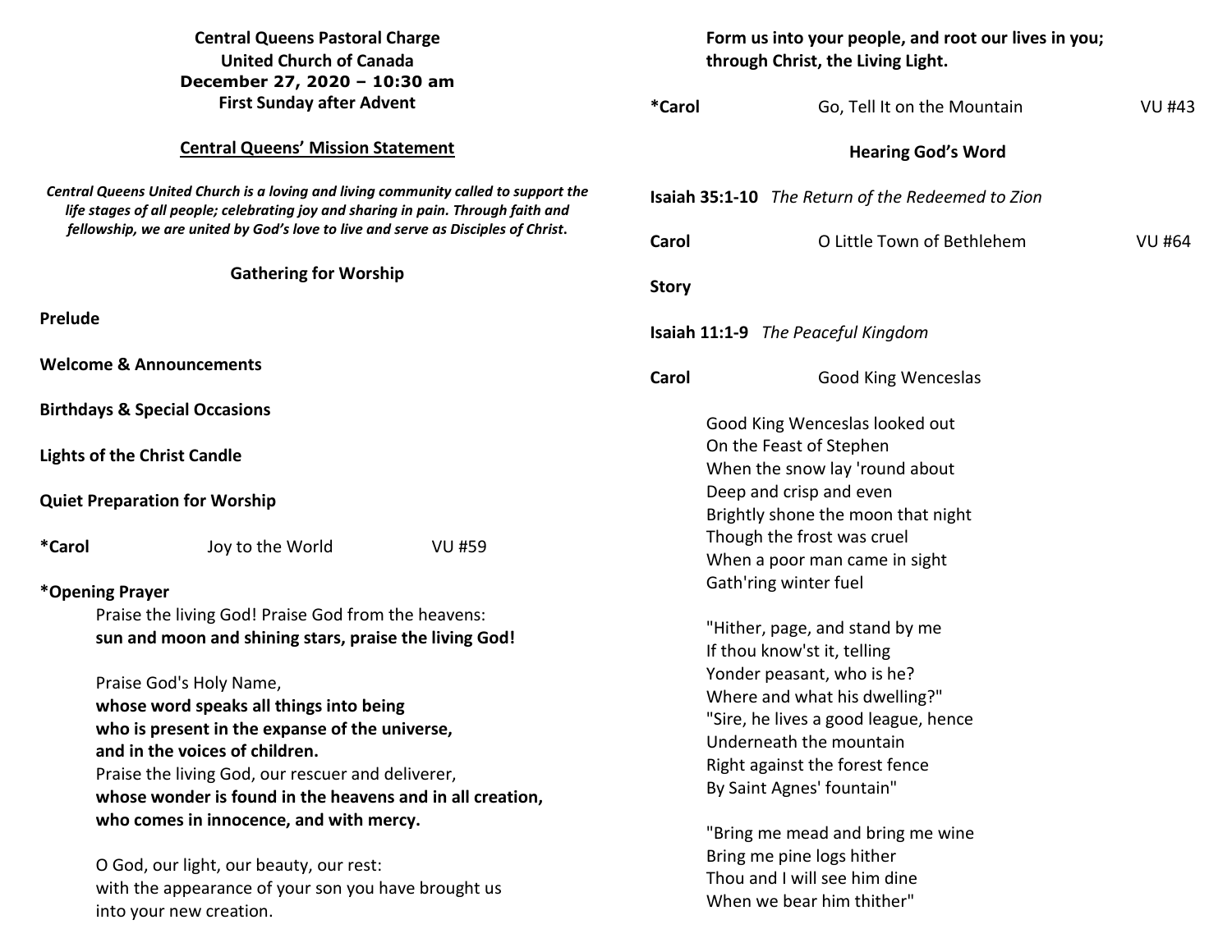**Central Queens Pastoral Charge**
**United Church of Canada**
**December 27, 2020 – 10:30 am**
**First Sunday after Advent**

## Central Queens' Mission Statement

***Central Queens United Church is a loving and living community called to support the life stages of all people; celebrating joy and sharing in pain. Through faith and fellowship, we are united by God's love to live and serve as Disciples of Christ.***

### Gathering for Worship

**Prelude**

**Welcome & Announcements**

**Birthdays & Special Occasions**

**Lights of the Christ Candle**

**Quiet Preparation for Worship**

**\*Carol** Joy to the World VU #59

**\*Opening Prayer**

Praise the living God! Praise God from the heavens:
**sun and moon and shining stars, praise the living God!**

Praise God's Holy Name,
**whose word speaks all things into being**
**who is present in the expanse of the universe,**
**and in the voices of children.**
Praise the living God, our rescuer and deliverer,
**whose wonder is found in the heavens and in all creation,**
**who comes in innocence, and with mercy.**

O God, our light, our beauty, our rest:
with the appearance of your son you have brought us
into your new creation.
**Form us into your people, and root our lives in you;**
**through Christ, the Living Light.**

**\*Carol** Go, Tell It on the Mountain VU #43

### Hearing God's Word

**Isaiah 35:1-10** *The Return of the Redeemed to Zion*

**Carol** O Little Town of Bethlehem VU #64

**Story**

**Isaiah 11:1-9** *The Peaceful Kingdom*

**Carol** Good King Wenceslas

Good King Wenceslas looked out
On the Feast of Stephen
When the snow lay 'round about
Deep and crisp and even
Brightly shone the moon that night
Though the frost was cruel
When a poor man came in sight
Gath'ring winter fuel

"Hither, page, and stand by me
If thou know'st it, telling
Yonder peasant, who is he?
Where and what his dwelling?"
"Sire, he lives a good league, hence
Underneath the mountain
Right against the forest fence
By Saint Agnes' fountain"

"Bring me mead and bring me wine
Bring me pine logs hither
Thou and I will see him dine
When we bear him thither"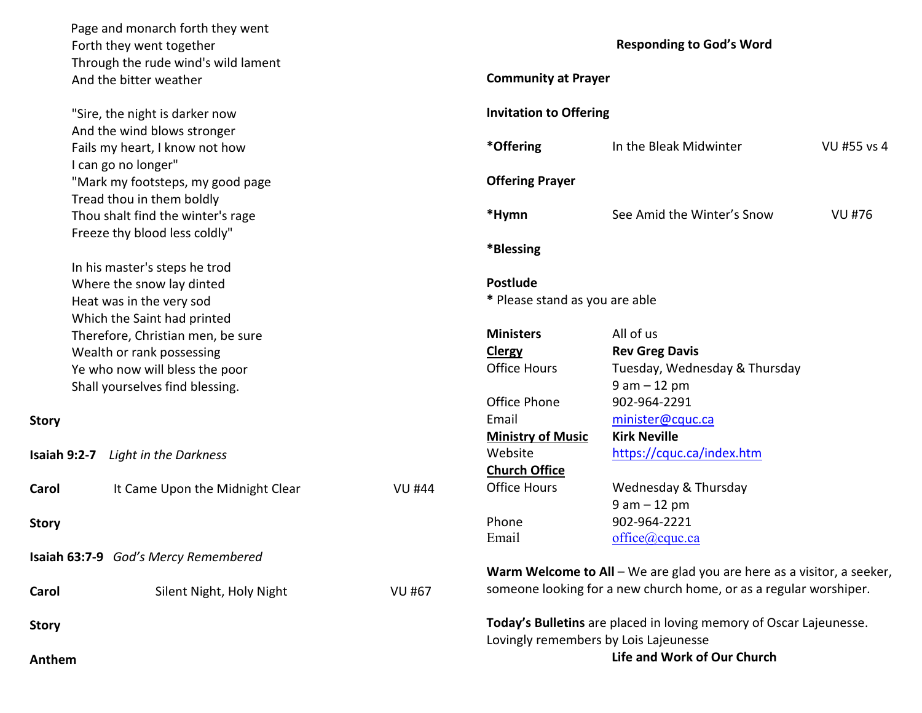Page and monarch forth they went
Forth they went together
Through the rude wind's wild lament
And the bitter weather

"Sire, the night is darker now
And the wind blows stronger
Fails my heart, I know not how
I can go no longer"
"Mark my footsteps, my good page
Tread thou in them boldly
Thou shalt find the winter's rage
Freeze thy blood less coldly"

In his master's steps he trod
Where the snow lay dinted
Heat was in the very sod
Which the Saint had printed
Therefore, Christian men, be sure
Wealth or rank possessing
Ye who now will bless the poor
Shall yourselves find blessing.

**Story**

**Isaiah 9:2-7** *Light in the Darkness*

**Carol** It Came Upon the Midnight Clear VU #44

**Story**

**Isaiah 63:7-9** *God's Mercy Remembered*

**Carol** Silent Night, Holy Night VU #67

**Story**

**Anthem**

**Responding to God's Word**

**Community at Prayer**

**Invitation to Offering**

**\*Offering** In the Bleak Midwinter VU #55 vs 4

**Offering Prayer**

**\*Hymn** See Amid the Winter's Snow VU #76

**\*Blessing**

**Postlude**

**\*** Please stand as you are able

**Ministers** All of us
**Clergy** **Rev Greg Davis**
Office Hours Tuesday, Wednesday & Thursday 9 am – 12 pm
Office Phone 902-964-2291
Email minister@cquc.ca
**Ministry of Music** **Kirk Neville**
Website https://cquc.ca/index.htm
**Church Office**
Office Hours Wednesday & Thursday 9 am – 12 pm
Phone 902-964-2221
Email office@cquc.ca

**Warm Welcome to All** – We are glad you are here as a visitor, a seeker, someone looking for a new church home, or as a regular worshiper.

**Today's Bulletins** are placed in loving memory of Oscar Lajeunesse. Lovingly remembers by Lois Lajeunesse

**Life and Work of Our Church**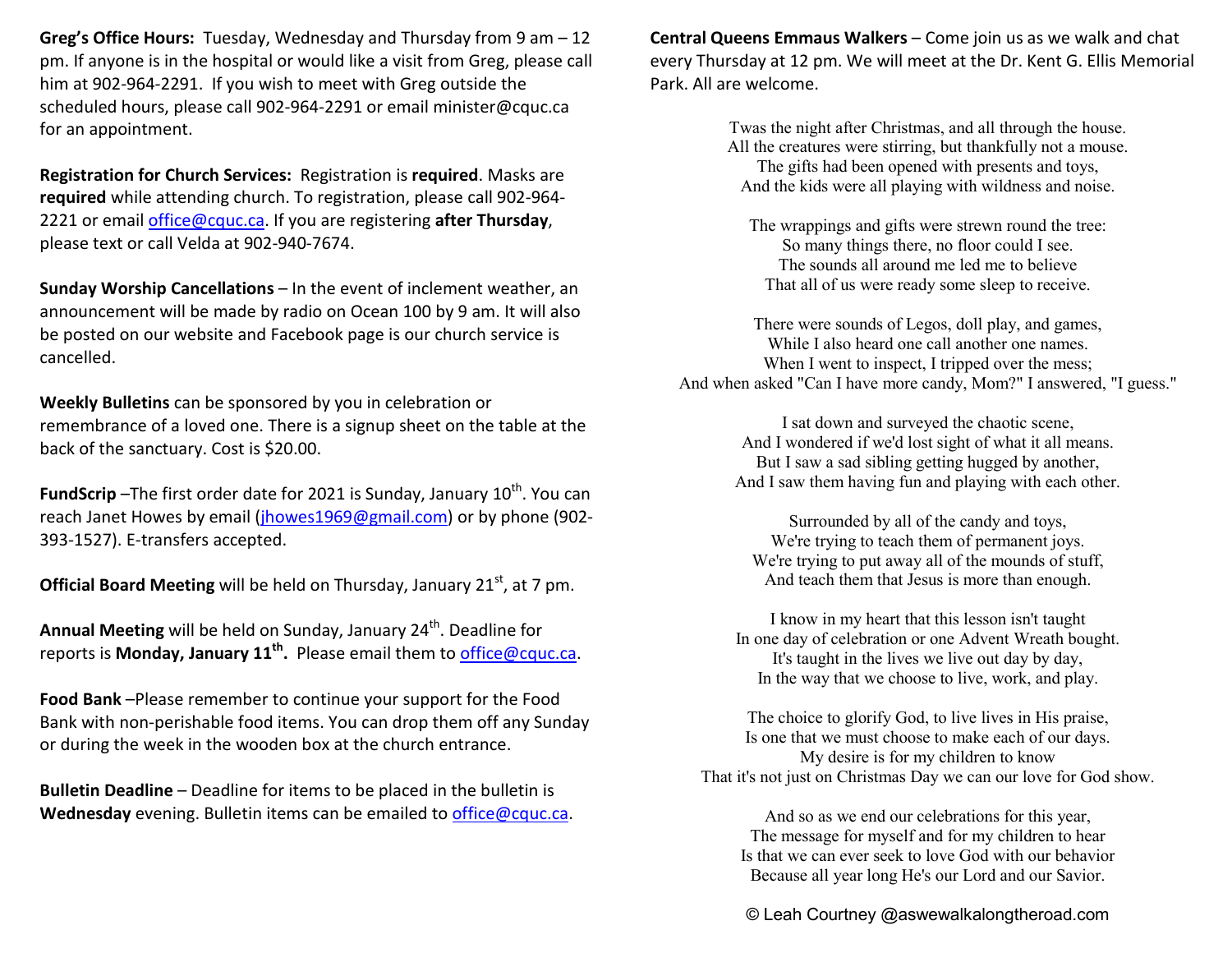**Greg's Office Hours:** Tuesday, Wednesday and Thursday from 9 am – 12 pm. If anyone is in the hospital or would like a visit from Greg, please call him at 902-964-2291. If you wish to meet with Greg outside the scheduled hours, please call 902-964-2291 or email minister@cquc.ca for an appointment.

**Registration for Church Services:** Registration is **required**. Masks are **required** while attending church. To registration, please call 902-964-2221 or email office@cquc.ca. If you are registering **after Thursday**, please text or call Velda at 902-940-7674.

**Sunday Worship Cancellations** – In the event of inclement weather, an announcement will be made by radio on Ocean 100 by 9 am. It will also be posted on our website and Facebook page is our church service is cancelled.

**Weekly Bulletins** can be sponsored by you in celebration or remembrance of a loved one. There is a signup sheet on the table at the back of the sanctuary. Cost is $20.00.

**FundScrip** –The first order date for 2021 is Sunday, January 10th. You can reach Janet Howes by email (jhowes1969@gmail.com) or by phone (902-393-1527). E-transfers accepted.

**Official Board Meeting** will be held on Thursday, January 21st, at 7 pm.

**Annual Meeting** will be held on Sunday, January 24th. Deadline for reports is **Monday, January 11th.** Please email them to office@cquc.ca.

**Food Bank** –Please remember to continue your support for the Food Bank with non-perishable food items. You can drop them off any Sunday or during the week in the wooden box at the church entrance.

**Bulletin Deadline** – Deadline for items to be placed in the bulletin is **Wednesday** evening. Bulletin items can be emailed to office@cquc.ca.

**Central Queens Emmaus Walkers** – Come join us as we walk and chat every Thursday at 12 pm. We will meet at the Dr. Kent G. Ellis Memorial Park. All are welcome.

Twas the night after Christmas, and all through the house.
All the creatures were stirring, but thankfully not a mouse.
The gifts had been opened with presents and toys,
And the kids were all playing with wildness and noise.

The wrappings and gifts were strewn round the tree:
So many things there, no floor could I see.
The sounds all around me led me to believe
That all of us were ready some sleep to receive.

There were sounds of Legos, doll play, and games,
While I also heard one call another one names.
When I went to inspect, I tripped over the mess;
And when asked "Can I have more candy, Mom?" I answered, "I guess."

I sat down and surveyed the chaotic scene,
And I wondered if we'd lost sight of what it all means.
But I saw a sad sibling getting hugged by another,
And I saw them having fun and playing with each other.

Surrounded by all of the candy and toys,
We're trying to teach them of permanent joys.
We're trying to put away all of the mounds of stuff,
And teach them that Jesus is more than enough.

I know in my heart that this lesson isn't taught
In one day of celebration or one Advent Wreath bought.
It's taught in the lives we live out day by day,
In the way that we choose to live, work, and play.

The choice to glorify God, to live lives in His praise,
Is one that we must choose to make each of our days.
My desire is for my children to know
That it's not just on Christmas Day we can our love for God show.

And so as we end our celebrations for this year,
The message for myself and for my children to hear
Is that we can ever seek to love God with our behavior
Because all year long He's our Lord and our Savior.

© Leah Courtney @aswewalkalongtheroad.com